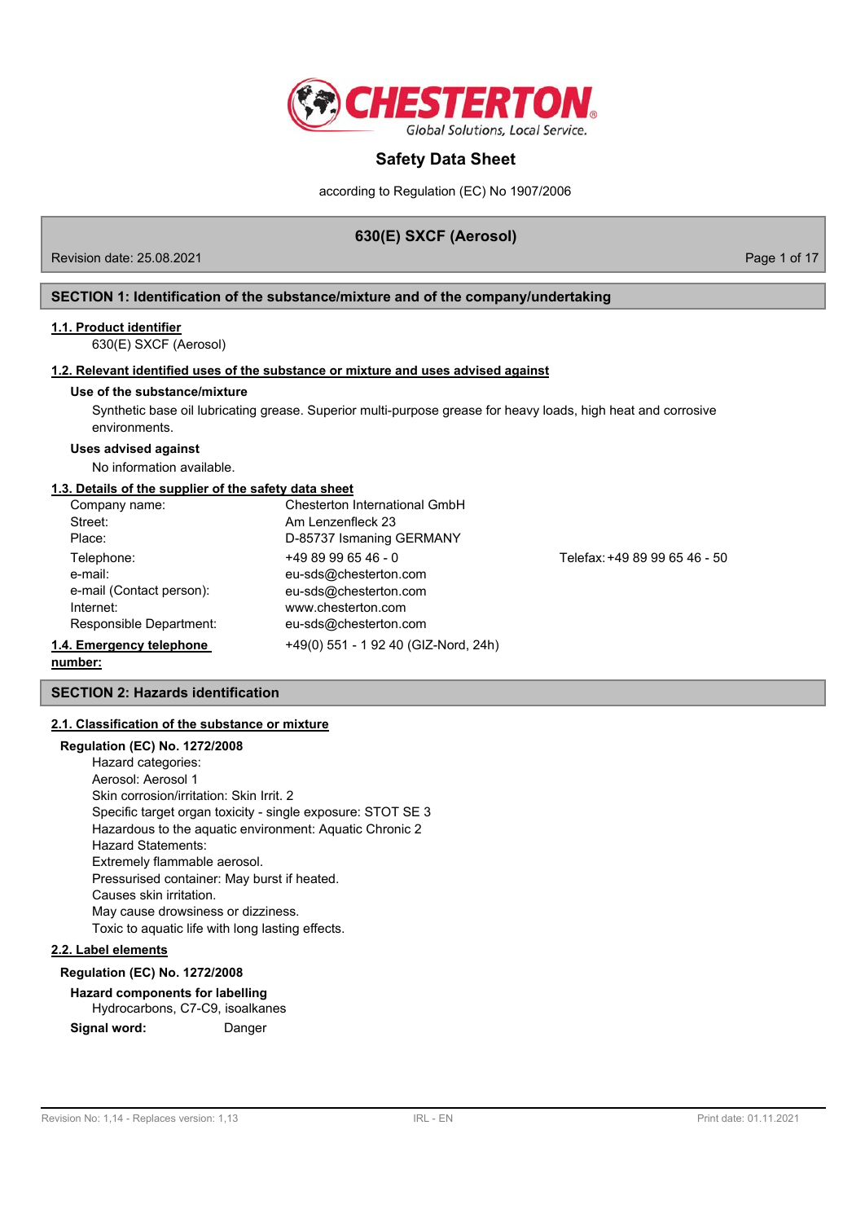# Safety Data Sheet

according to Regulation (EC) No 1907/2006

**630(E) SXCF (Aerosol)**

Revision date: 25.08.2021

## SECTION 1: Identification of the substance/mixture and of the company/undertaking

### 1.1. Product identifier

630(E) SXCF (Aerosol)

### 1.2. Relevant identified uses of the substance or mixture and uses advised against

**Use of the substance/mixture**

Synthetic base oil lubricating grease. Superior multi-purpose grease for heavy loads, high heat and corrosive environments.

**Uses advised against**

No information available.

### 1.3. Details of the supplier of the safety data sheet

| | | |
|---|---|---|
| Company name: | Chesterton International GmbH | |
| Street: | Am Lenzenfleck 23 | |
| Place: | D-85737 Ismaning GERMANY | |
| Telephone: | +49 89 99 65 46 - 0 | Telefax: +49 89 99 65 46 - 50 |
| e-mail: | eu-sds@chesterton.com | |
| e-mail (Contact person): | eu-sds@chesterton.com | |
| Internet: | www.chesterton.com | |
| Responsible Department: | eu-sds@chesterton.com | |

### 1.4. Emergency telephone number:

+49(0) 551 - 1 92 40 (GIZ-Nord, 24h)

## SECTION 2: Hazards identification

### 2.1. Classification of the substance or mixture

**Regulation (EC) No. 1272/2008**

Hazard categories:
Aerosol: Aerosol 1
Skin corrosion/irritation: Skin Irrit. 2
Specific target organ toxicity - single exposure: STOT SE 3
Hazardous to the aquatic environment: Aquatic Chronic 2
Hazard Statements:
Extremely flammable aerosol.
Pressurised container: May burst if heated.
Causes skin irritation.
May cause drowsiness or dizziness.
Toxic to aquatic life with long lasting effects.

### 2.2. Label elements

**Regulation (EC) No. 1272/2008**

**Hazard components for labelling**

Hydrocarbons, C7-C9, isoalkanes

**Signal word:** Danger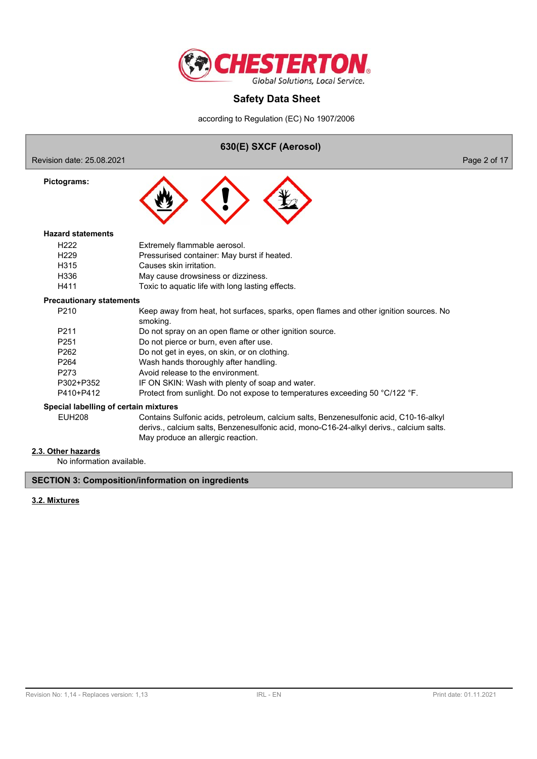**Pictograms:**

**Hazard statements**

| | |
|---|---|
| H222 | Extremely flammable aerosol. |
| H229 | Pressurised container: May burst if heated. |
| H315 | Causes skin irritation. |
| H336 | May cause drowsiness or dizziness. |
| H411 | Toxic to aquatic life with long lasting effects. |

**Precautionary statements**

| | |
|---|---|
| P210 | Keep away from heat, hot surfaces, sparks, open flames and other ignition sources. No smoking. |
| P211 | Do not spray on an open flame or other ignition source. |
| P251 | Do not pierce or burn, even after use. |
| P262 | Do not get in eyes, on skin, or on clothing. |
| P264 | Wash hands thoroughly after handling. |
| P273 | Avoid release to the environment. |
| P302+P352 | IF ON SKIN: Wash with plenty of soap and water. |
| P410+P412 | Protect from sunlight. Do not expose to temperatures exceeding 50 °C/122 °F. |

**Special labelling of certain mixtures**

| | |
|---|---|
| EUH208 | Contains Sulfonic acids, petroleum, calcium salts, Benzenesulfonic acid, C10-16-alkyl derivs., calcium salts, Benzenesulfonic acid, mono-C16-24-alkyl derivs., calcium salts. May produce an allergic reaction. |

### 2.3. Other hazards

No information available.

## SECTION 3: Composition/information on ingredients

### 3.2. Mixtures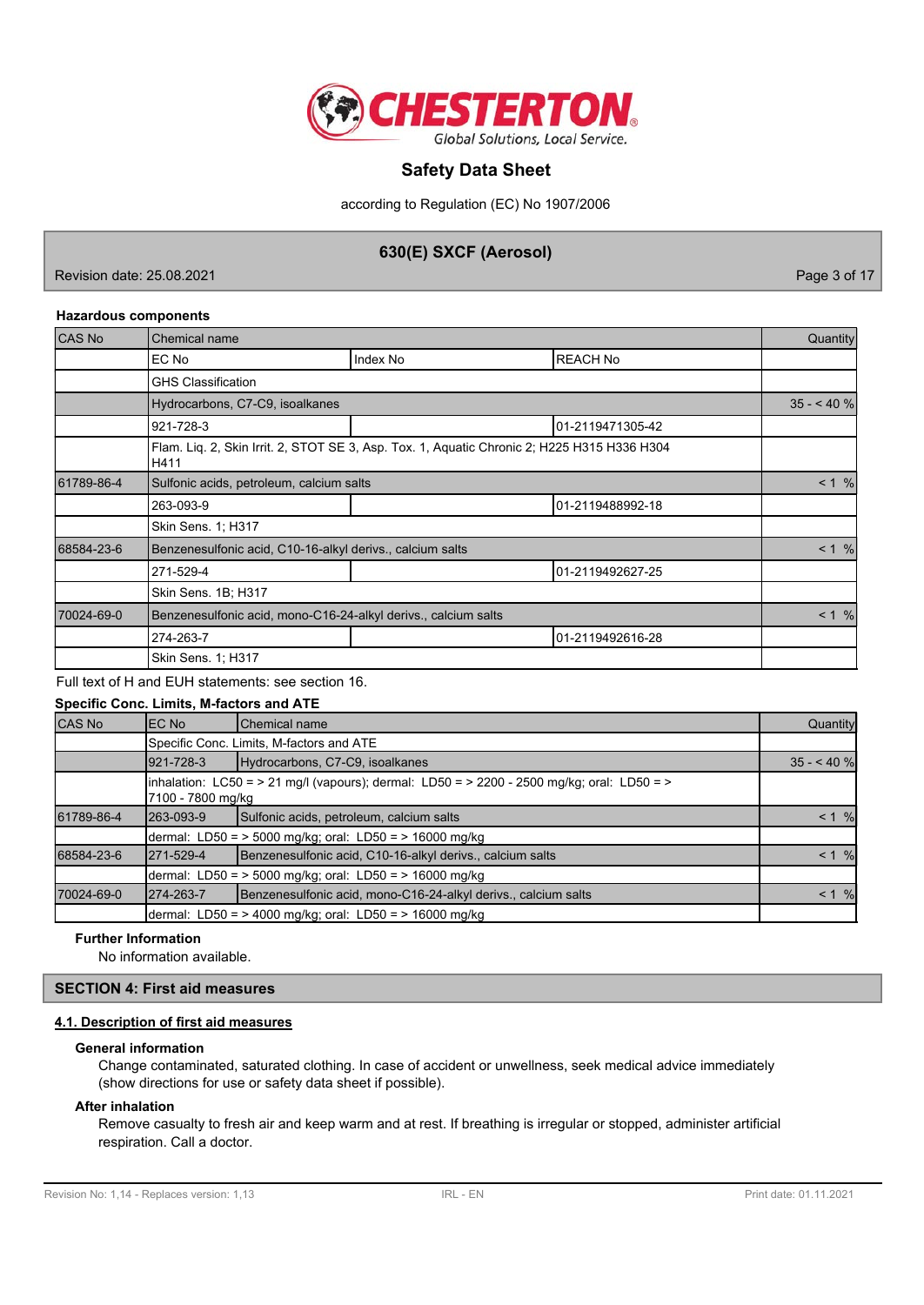### Hazardous components

| CAS No | Chemical name | | | Quantity |
|---|---|---|---|---|
| | EC No | Index No | REACH No | |
| | GHS Classification | | | |
| | Hydrocarbons, C7-C9, isoalkanes | | | 35 - < 40 % |
| | 921-728-3 | | 01-2119471305-42 | |
| | Flam. Liq. 2, Skin Irrit. 2, STOT SE 3, Asp. Tox. 1, Aquatic Chronic 2; H225 H315 H336 H304 H411 | | | |
| 61789-86-4 | Sulfonic acids, petroleum, calcium salts | | | < 1 % |
| | 263-093-9 | | 01-2119488992-18 | |
| | Skin Sens. 1; H317 | | | |
| 68584-23-6 | Benzenesulfonic acid, C10-16-alkyl derivs., calcium salts | | | < 1 % |
| | 271-529-4 | | 01-2119492627-25 | |
| | Skin Sens. 1B; H317 | | | |
| 70024-69-0 | Benzenesulfonic acid, mono-C16-24-alkyl derivs., calcium salts | | | < 1 % |
| | 274-263-7 | | 01-2119492616-28 | |
| | Skin Sens. 1; H317 | | | |

Full text of H and EUH statements: see section 16.

### Specific Conc. Limits, M-factors and ATE

| CAS No | EC No | Chemical name | Quantity |
|---|---|---|---|
| | Specific Conc. Limits, M-factors and ATE | | |
| | 921-728-3 | Hydrocarbons, C7-C9, isoalkanes | 35 - < 40 % |
| | inhalation: LC50 = > 21 mg/l (vapours); dermal: LD50 = > 2200 - 2500 mg/kg; oral: LD50 = > 7100 - 7800 mg/kg | | |
| 61789-86-4 | 263-093-9 | Sulfonic acids, petroleum, calcium salts | < 1 % |
| | dermal: LD50 = > 5000 mg/kg; oral: LD50 = > 16000 mg/kg | | |
| 68584-23-6 | 271-529-4 | Benzenesulfonic acid, C10-16-alkyl derivs., calcium salts | < 1 % |
| | dermal: LD50 = > 5000 mg/kg; oral: LD50 = > 16000 mg/kg | | |
| 70024-69-0 | 274-263-7 | Benzenesulfonic acid, mono-C16-24-alkyl derivs., calcium salts | < 1 % |
| | dermal: LD50 = > 4000 mg/kg; oral: LD50 = > 16000 mg/kg | | |

#### Further Information

No information available.

## SECTION 4: First aid measures

### 4.1. Description of first aid measures

#### General information

Change contaminated, saturated clothing. In case of accident or unwellness, seek medical advice immediately (show directions for use or safety data sheet if possible).

#### After inhalation

Remove casualty to fresh air and keep warm and at rest. If breathing is irregular or stopped, administer artificial respiration. Call a doctor.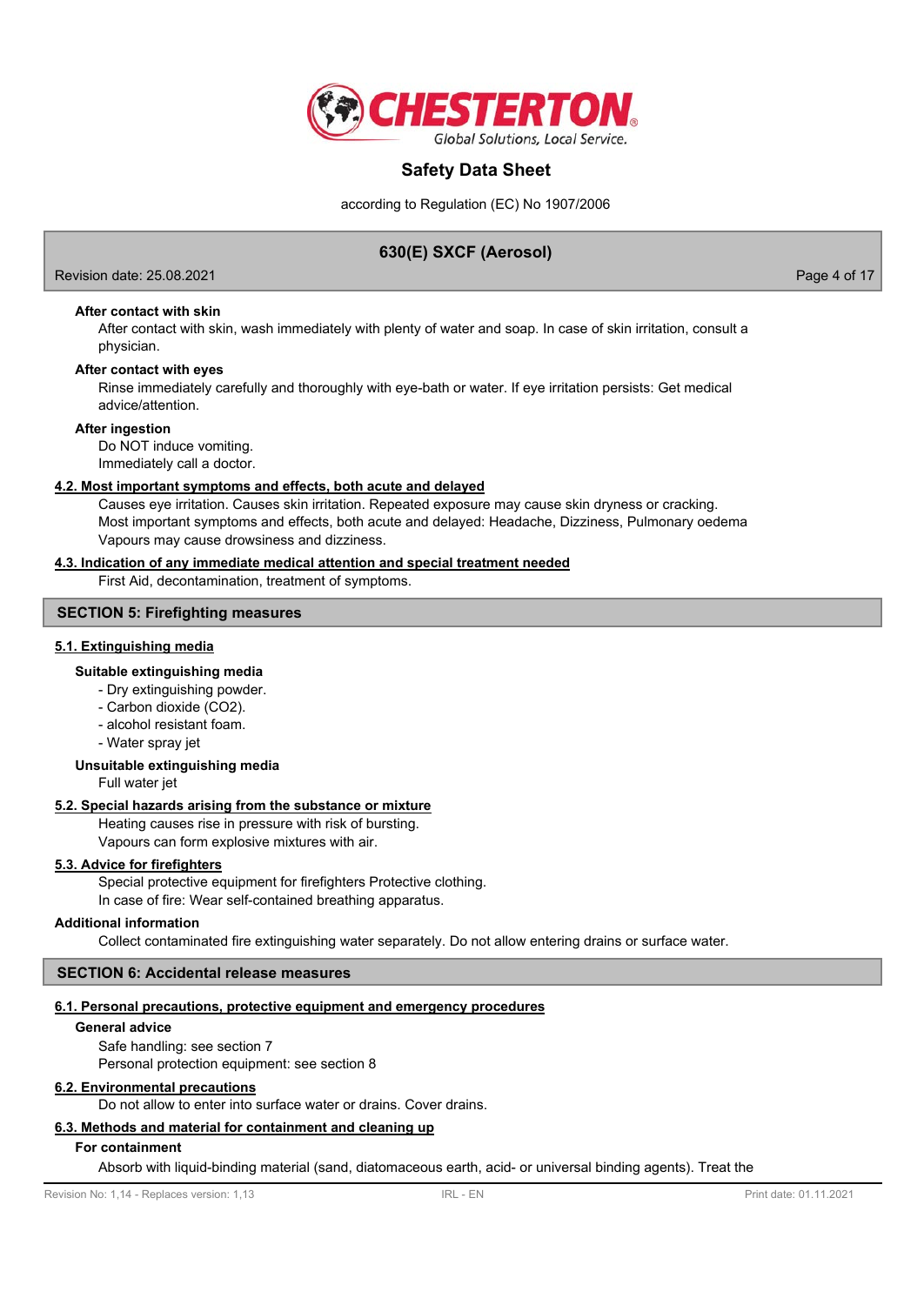#### After contact with skin

After contact with skin, wash immediately with plenty of water and soap. In case of skin irritation, consult a physician.

#### After contact with eyes

Rinse immediately carefully and thoroughly with eye-bath or water. If eye irritation persists: Get medical advice/attention.

#### After ingestion

Do NOT induce vomiting.
Immediately call a doctor.

### 4.2. Most important symptoms and effects, both acute and delayed

Causes eye irritation. Causes skin irritation. Repeated exposure may cause skin dryness or cracking.
Most important symptoms and effects, both acute and delayed: Headache, Dizziness, Pulmonary oedema
Vapours may cause drowsiness and dizziness.

### 4.3. Indication of any immediate medical attention and special treatment needed

First Aid, decontamination, treatment of symptoms.

## SECTION 5: Firefighting measures

### 5.1. Extinguishing media

#### Suitable extinguishing media

- Dry extinguishing powder.
- Carbon dioxide ($CO_2$).
- alcohol resistant foam.
- Water spray jet

#### Unsuitable extinguishing media

Full water jet

### 5.2. Special hazards arising from the substance or mixture

Heating causes rise in pressure with risk of bursting.
Vapours can form explosive mixtures with air.

### 5.3. Advice for firefighters

Special protective equipment for firefighters Protective clothing.
In case of fire: Wear self-contained breathing apparatus.

#### Additional information

Collect contaminated fire extinguishing water separately. Do not allow entering drains or surface water.

## SECTION 6: Accidental release measures

### 6.1. Personal precautions, protective equipment and emergency procedures

#### General advice

Safe handling: see section 7
Personal protection equipment: see section 8

### 6.2. Environmental precautions

Do not allow to enter into surface water or drains. Cover drains.

### 6.3. Methods and material for containment and cleaning up

#### For containment

Absorb with liquid-binding material (sand, diatomaceous earth, acid- or universal binding agents). Treat the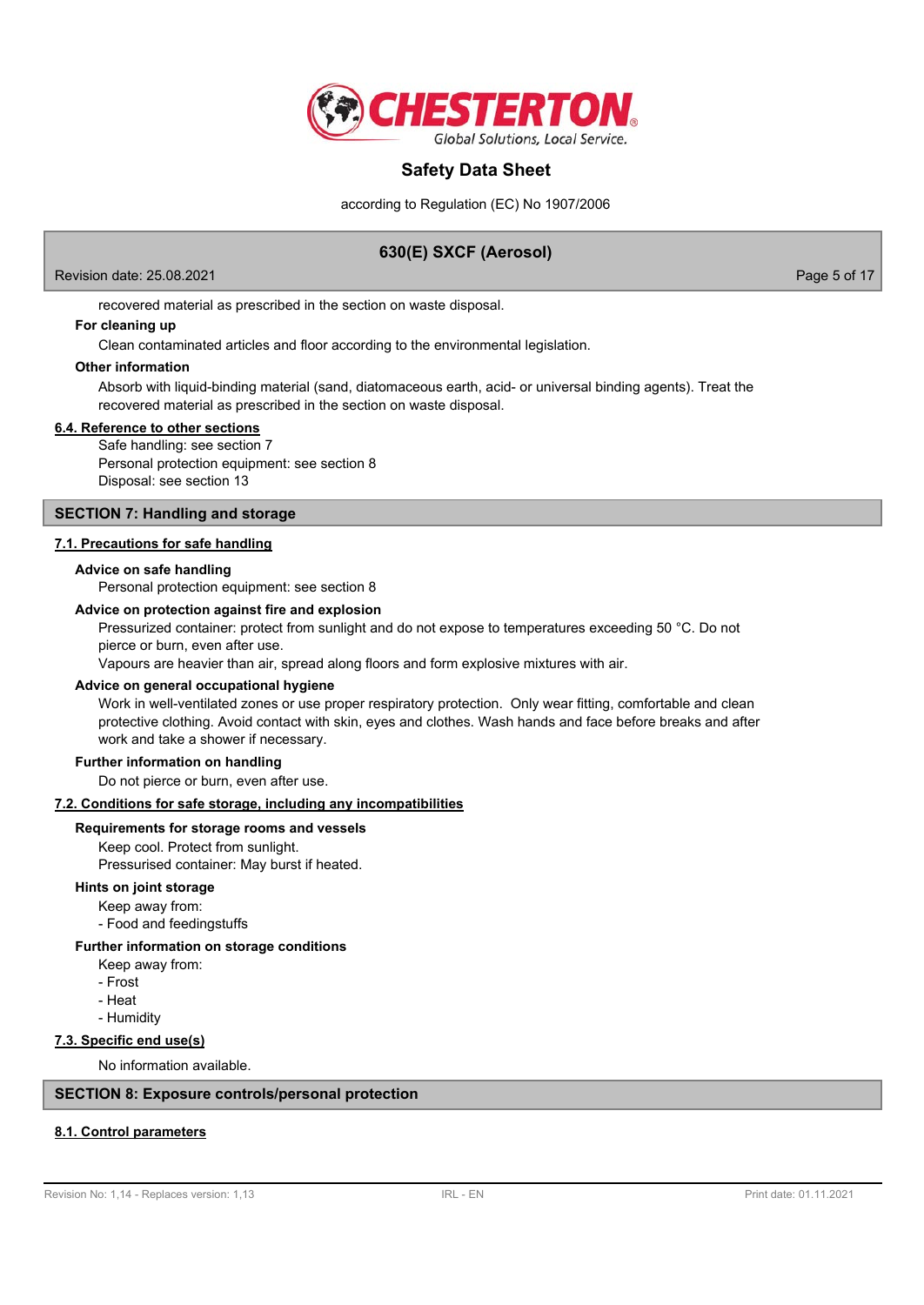recovered material as prescribed in the section on waste disposal.

**For cleaning up**

Clean contaminated articles and floor according to the environmental legislation.

**Other information**

Absorb with liquid-binding material (sand, diatomaceous earth, acid- or universal binding agents). Treat the recovered material as prescribed in the section on waste disposal.

### 6.4. Reference to other sections

Safe handling: see section 7
Personal protection equipment: see section 8
Disposal: see section 13

## SECTION 7: Handling and storage

### 7.1. Precautions for safe handling

**Advice on safe handling**

Personal protection equipment: see section 8

**Advice on protection against fire and explosion**

Pressurized container: protect from sunlight and do not expose to temperatures exceeding 50 °C. Do not pierce or burn, even after use.
Vapours are heavier than air, spread along floors and form explosive mixtures with air.

**Advice on general occupational hygiene**

Work in well-ventilated zones or use proper respiratory protection. Only wear fitting, comfortable and clean protective clothing. Avoid contact with skin, eyes and clothes. Wash hands and face before breaks and after work and take a shower if necessary.

**Further information on handling**

Do not pierce or burn, even after use.

### 7.2. Conditions for safe storage, including any incompatibilities

**Requirements for storage rooms and vessels**

Keep cool. Protect from sunlight.
Pressurised container: May burst if heated.

**Hints on joint storage**

Keep away from:
- Food and feedingstuffs

**Further information on storage conditions**

Keep away from:
- Frost
- Heat
- Humidity

### 7.3. Specific end use(s)

No information available.

## SECTION 8: Exposure controls/personal protection

### 8.1. Control parameters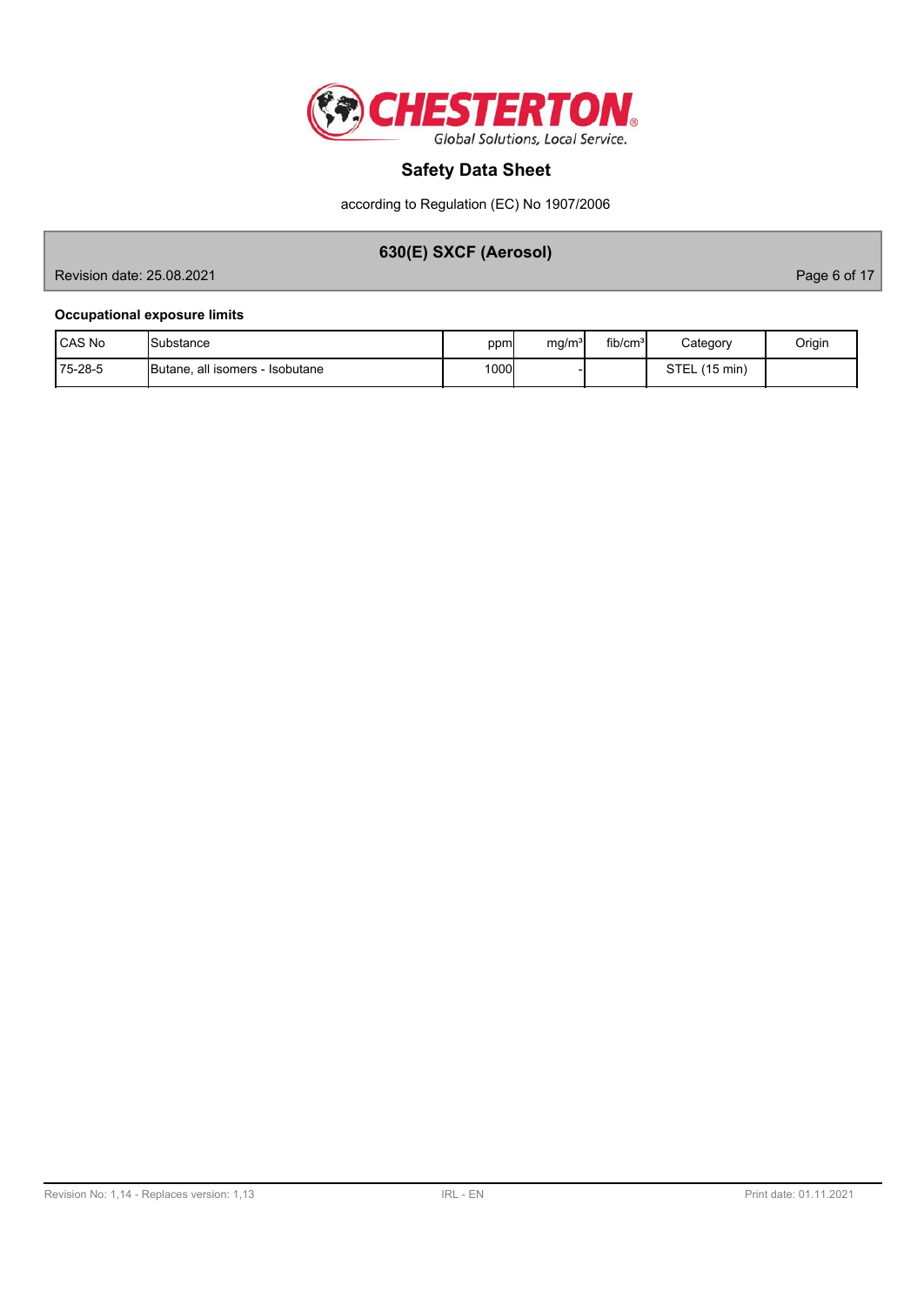### Occupational exposure limits

| CAS No | Substance | ppm | mg/m³ | fib/cm³ | Category | Origin |
|---|---|---|---|---|---|---|
| 75-28-5 | Butane, all isomers - Isobutane | 1000 | - | | STEL (15 min) | |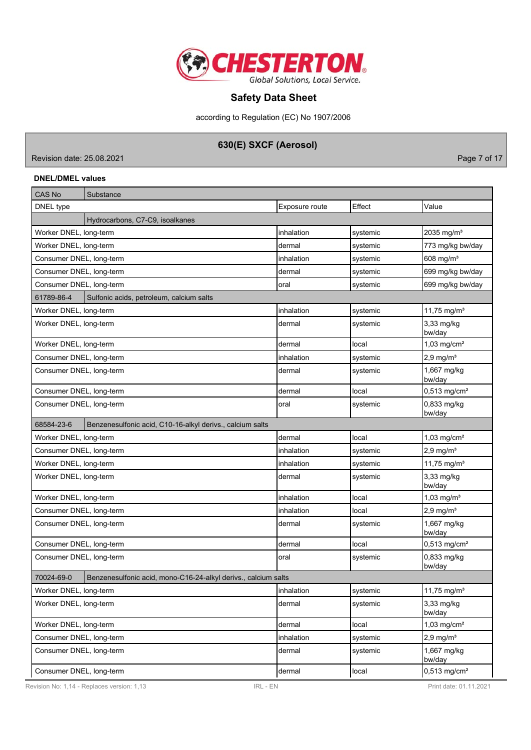**DNEL/DMEL values**

| CAS No | Substance | | | |
|---|---|---|---|---|
| DNEL type | | Exposure route | Effect | Value |
| | Hydrocarbons, C7-C9, isoalkanes | | | |
| Worker DNEL, long-term | | inhalation | systemic | 2035 mg/m³ |
| Worker DNEL, long-term | | dermal | systemic | 773 mg/kg bw/day |
| Consumer DNEL, long-term | | inhalation | systemic | 608 mg/m³ |
| Consumer DNEL, long-term | | dermal | systemic | 699 mg/kg bw/day |
| Consumer DNEL, long-term | | oral | systemic | 699 mg/kg bw/day |
| 61789-86-4 | Sulfonic acids, petroleum, calcium salts | | | |
| Worker DNEL, long-term | | inhalation | systemic | 11,75 mg/m³ |
| Worker DNEL, long-term | | dermal | systemic | 3,33 mg/kg bw/day |
| Worker DNEL, long-term | | dermal | local | 1,03 mg/cm² |
| Consumer DNEL, long-term | | inhalation | systemic | 2,9 mg/m³ |
| Consumer DNEL, long-term | | dermal | systemic | 1,667 mg/kg bw/day |
| Consumer DNEL, long-term | | dermal | local | 0,513 mg/cm² |
| Consumer DNEL, long-term | | oral | systemic | 0,833 mg/kg bw/day |
| 68584-23-6 | Benzenesulfonic acid, C10-16-alkyl derivs., calcium salts | | | |
| Worker DNEL, long-term | | dermal | local | 1,03 mg/cm² |
| Consumer DNEL, long-term | | inhalation | systemic | 2,9 mg/m³ |
| Worker DNEL, long-term | | inhalation | systemic | 11,75 mg/m³ |
| Worker DNEL, long-term | | dermal | systemic | 3,33 mg/kg bw/day |
| Worker DNEL, long-term | | inhalation | local | 1,03 mg/m³ |
| Consumer DNEL, long-term | | inhalation | local | 2,9 mg/m³ |
| Consumer DNEL, long-term | | dermal | systemic | 1,667 mg/kg bw/day |
| Consumer DNEL, long-term | | dermal | local | 0,513 mg/cm² |
| Consumer DNEL, long-term | | oral | systemic | 0,833 mg/kg bw/day |
| 70024-69-0 | Benzenesulfonic acid, mono-C16-24-alkyl derivs., calcium salts | | | |
| Worker DNEL, long-term | | inhalation | systemic | 11,75 mg/m³ |
| Worker DNEL, long-term | | dermal | systemic | 3,33 mg/kg bw/day |
| Worker DNEL, long-term | | dermal | local | 1,03 mg/cm² |
| Consumer DNEL, long-term | | inhalation | systemic | 2,9 mg/m³ |
| Consumer DNEL, long-term | | dermal | systemic | 1,667 mg/kg bw/day |
| Consumer DNEL, long-term | | dermal | local | 0,513 mg/cm² |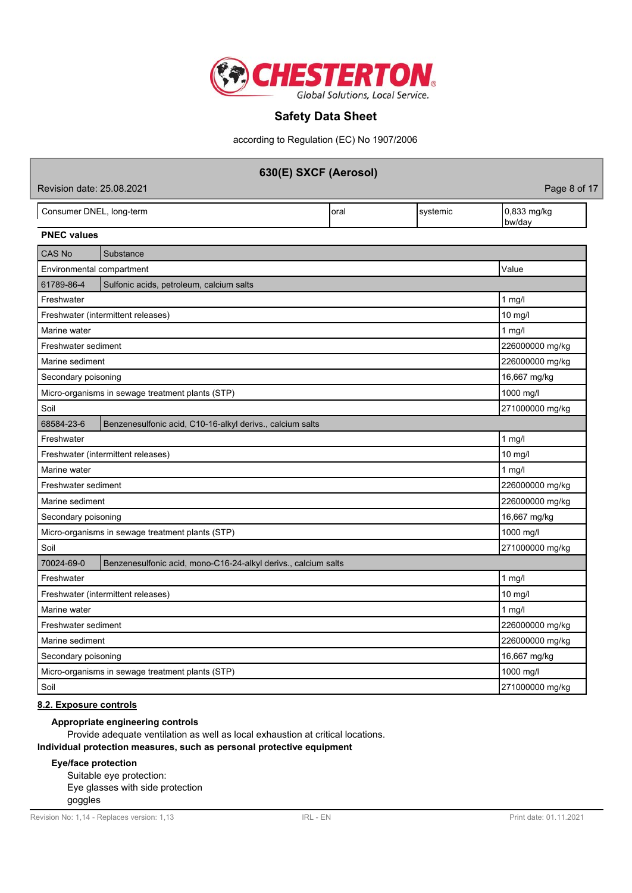| Consumer DNEL, long-term | oral | systemic | 0,833 mg/kg bw/day |
|---|---|---|---|

**PNEC values**

| CAS No | Substance | |
|---|---|---|
| Environmental compartment | | Value |
| 61789-86-4 | Sulfonic acids, petroleum, calcium salts | |
| Freshwater | | 1 mg/l |
| Freshwater (intermittent releases) | | 10 mg/l |
| Marine water | | 1 mg/l |
| Freshwater sediment | | 226000000 mg/kg |
| Marine sediment | | 226000000 mg/kg |
| Secondary poisoning | | 16,667 mg/kg |
| Micro-organisms in sewage treatment plants (STP) | | 1000 mg/l |
| Soil | | 271000000 mg/kg |
| 68584-23-6 | Benzenesulfonic acid, C10-16-alkyl derivs., calcium salts | |
| Freshwater | | 1 mg/l |
| Freshwater (intermittent releases) | | 10 mg/l |
| Marine water | | 1 mg/l |
| Freshwater sediment | | 226000000 mg/kg |
| Marine sediment | | 226000000 mg/kg |
| Secondary poisoning | | 16,667 mg/kg |
| Micro-organisms in sewage treatment plants (STP) | | 1000 mg/l |
| Soil | | 271000000 mg/kg |
| 70024-69-0 | Benzenesulfonic acid, mono-C16-24-alkyl derivs., calcium salts | |
| Freshwater | | 1 mg/l |
| Freshwater (intermittent releases) | | 10 mg/l |
| Marine water | | 1 mg/l |
| Freshwater sediment | | 226000000 mg/kg |
| Marine sediment | | 226000000 mg/kg |
| Secondary poisoning | | 16,667 mg/kg |
| Micro-organisms in sewage treatment plants (STP) | | 1000 mg/l |
| Soil | | 271000000 mg/kg |

## 8.2. Exposure controls

**Appropriate engineering controls**

Provide adequate ventilation as well as local exhaustion at critical locations.

**Individual protection measures, such as personal protective equipment**

**Eye/face protection**

Suitable eye protection:
Eye glasses with side protection
goggles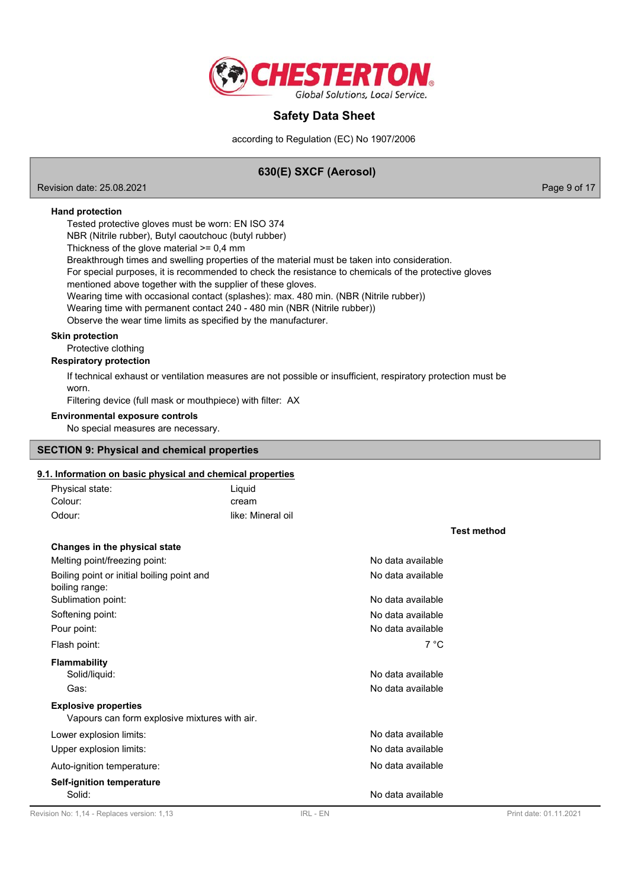**Hand protection**

Tested protective gloves must be worn: EN ISO 374
NBR (Nitrile rubber), Butyl caoutchouc (butyl rubber)
Thickness of the glove material >= 0,4 mm
Breakthrough times and swelling properties of the material must be taken into consideration.
For special purposes, it is recommended to check the resistance to chemicals of the protective gloves mentioned above together with the supplier of these gloves.
Wearing time with occasional contact (splashes): max. 480 min. (NBR (Nitrile rubber))
Wearing time with permanent contact 240 - 480 min (NBR (Nitrile rubber))
Observe the wear time limits as specified by the manufacturer.

**Skin protection**

Protective clothing

**Respiratory protection**

If technical exhaust or ventilation measures are not possible or insufficient, respiratory protection must be worn.
Filtering device (full mask or mouthpiece) with filter: AX

**Environmental exposure controls**

No special measures are necessary.

## SECTION 9: Physical and chemical properties

### 9.1. Information on basic physical and chemical properties

| | |
|---|---|
| Physical state: | Liquid |
| Colour: | cream |
| Odour: | like: Mineral oil |

| | | Test method |
|---|---|---|
| **Changes in the physical state** | | |
| Melting point/freezing point: | No data available | |
| Boiling point or initial boiling point and boiling range: | No data available | |
| Sublimation point: | No data available | |
| Softening point: | No data available | |
| Pour point: | No data available | |
| Flash point: | 7 °C | |
| **Flammability** | | |
| Solid/liquid: | No data available | |
| Gas: | No data available | |

**Explosive properties**

Vapours can form explosive mixtures with air.

| | | |
|---|---|---|
| Lower explosion limits: | No data available | |
| Upper explosion limits: | No data available | |
| Auto-ignition temperature: | No data available | |
| **Self-ignition temperature** | | |
| Solid: | No data available | |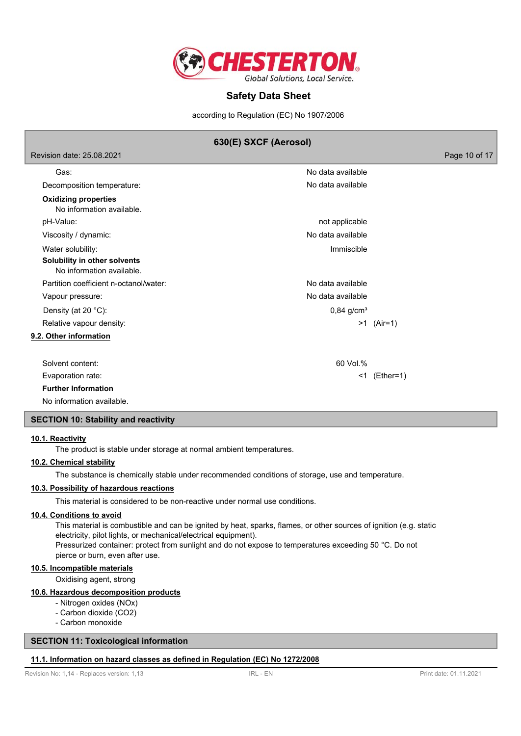| | |
|---|---|
| Gas: | No data available |
| Decomposition temperature: | No data available |

**Oxidizing properties**

No information available.

| | |
|---|---|
| pH-Value: | not applicable |
| Viscosity / dynamic: | No data available |
| Water solubility: | Immiscible |

**Solubility in other solvents**

No information available.

| | |
|---|---|
| Partition coefficient n-octanol/water: | No data available |
| Vapour pressure: | No data available |
| Density (at 20 °C): | 0,84 g/cm³ |
| Relative vapour density: | >1 (Air=1) |

## 9.2. Other information

| | |
|---|---|
| Solvent content: | 60 Vol.% |
| Evaporation rate: | <1 (Ether=1) |

**Further Information**

No information available.

## SECTION 10: Stability and reactivity

### 10.1. Reactivity

The product is stable under storage at normal ambient temperatures.

### 10.2. Chemical stability

The substance is chemically stable under recommended conditions of storage, use and temperature.

### 10.3. Possibility of hazardous reactions

This material is considered to be non-reactive under normal use conditions.

### 10.4. Conditions to avoid

This material is combustible and can be ignited by heat, sparks, flames, or other sources of ignition (e.g. static electricity, pilot lights, or mechanical/electrical equipment).
Pressurized container: protect from sunlight and do not expose to temperatures exceeding 50 °C. Do not pierce or burn, even after use.

### 10.5. Incompatible materials

Oxidising agent, strong

### 10.6. Hazardous decomposition products

- Nitrogen oxides (NOx)
- Carbon dioxide ($CO_2$)
- Carbon monoxide

## SECTION 11: Toxicological information

### 11.1. Information on hazard classes as defined in Regulation (EC) No 1272/2008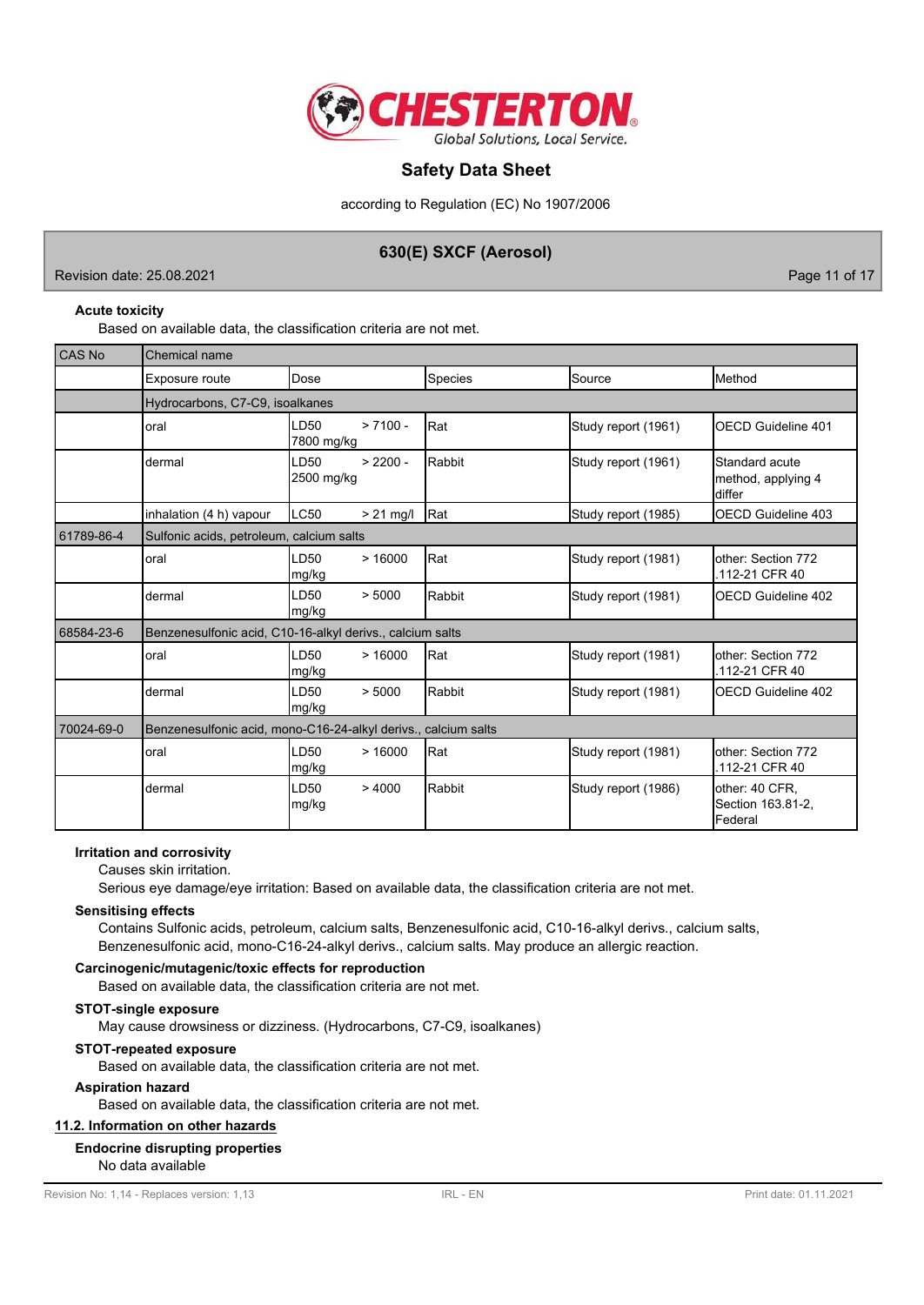**Acute toxicity**

Based on available data, the classification criteria are not met.

| CAS No | Chemical name | | | | |
|---|---|---|---|---|---|
| | Exposure route | Dose | Species | Source | Method |
| | Hydrocarbons, C7-C9, isoalkanes | | | | |
| | oral | LD50 > 7100 - 7800 mg/kg | Rat | Study report (1961) | OECD Guideline 401 |
| | dermal | LD50 > 2200 - 2500 mg/kg | Rabbit | Study report (1961) | Standard acute method, applying 4 differ |
| | inhalation (4 h) vapour | LC50 > 21 mg/l | Rat | Study report (1985) | OECD Guideline 403 |
| 61789-86-4 | Sulfonic acids, petroleum, calcium salts | | | | |
| | oral | LD50 > 16000 mg/kg | Rat | Study report (1981) | other: Section 772 .112-21 CFR 40 |
| | dermal | LD50 > 5000 mg/kg | Rabbit | Study report (1981) | OECD Guideline 402 |
| 68584-23-6 | Benzenesulfonic acid, C10-16-alkyl derivs., calcium salts | | | | |
| | oral | LD50 > 16000 mg/kg | Rat | Study report (1981) | other: Section 772 .112-21 CFR 40 |
| | dermal | LD50 > 5000 mg/kg | Rabbit | Study report (1981) | OECD Guideline 402 |
| 70024-69-0 | Benzenesulfonic acid, mono-C16-24-alkyl derivs., calcium salts | | | | |
| | oral | LD50 > 16000 mg/kg | Rat | Study report (1981) | other: Section 772 .112-21 CFR 40 |
| | dermal | LD50 > 4000 mg/kg | Rabbit | Study report (1986) | other: 40 CFR, Section 163.81-2, Federal |

**Irritation and corrosivity**

Causes skin irritation.

Serious eye damage/eye irritation: Based on available data, the classification criteria are not met.

**Sensitising effects**

Contains Sulfonic acids, petroleum, calcium salts, Benzenesulfonic acid, C10-16-alkyl derivs., calcium salts, Benzenesulfonic acid, mono-C16-24-alkyl derivs., calcium salts. May produce an allergic reaction.

**Carcinogenic/mutagenic/toxic effects for reproduction**

Based on available data, the classification criteria are not met.

**STOT-single exposure**

May cause drowsiness or dizziness. (Hydrocarbons, C7-C9, isoalkanes)

**STOT-repeated exposure**

Based on available data, the classification criteria are not met.

**Aspiration hazard**

Based on available data, the classification criteria are not met.

## 11.2. Information on other hazards

**Endocrine disrupting properties**

No data available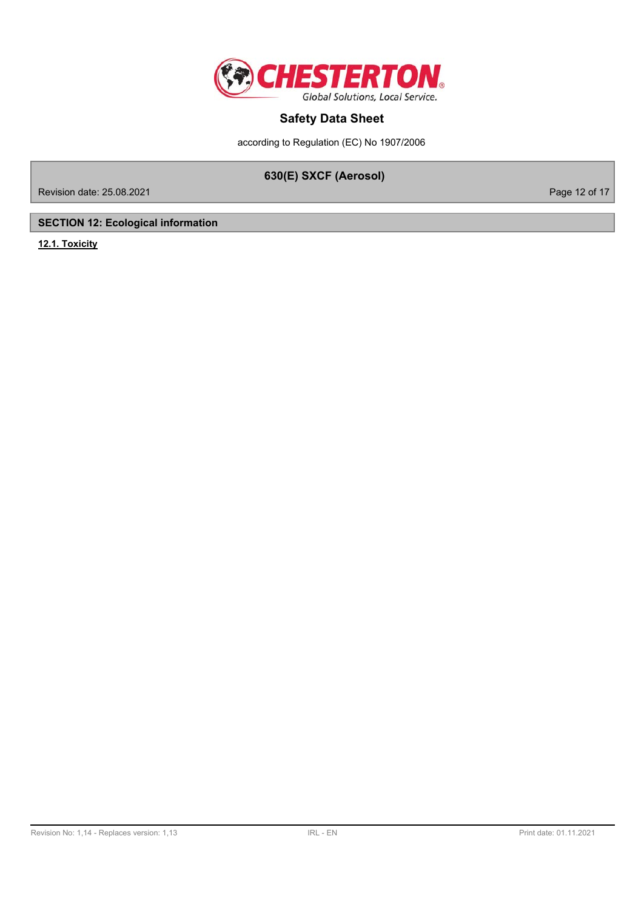## SECTION 12: Ecological information

### 12.1. Toxicity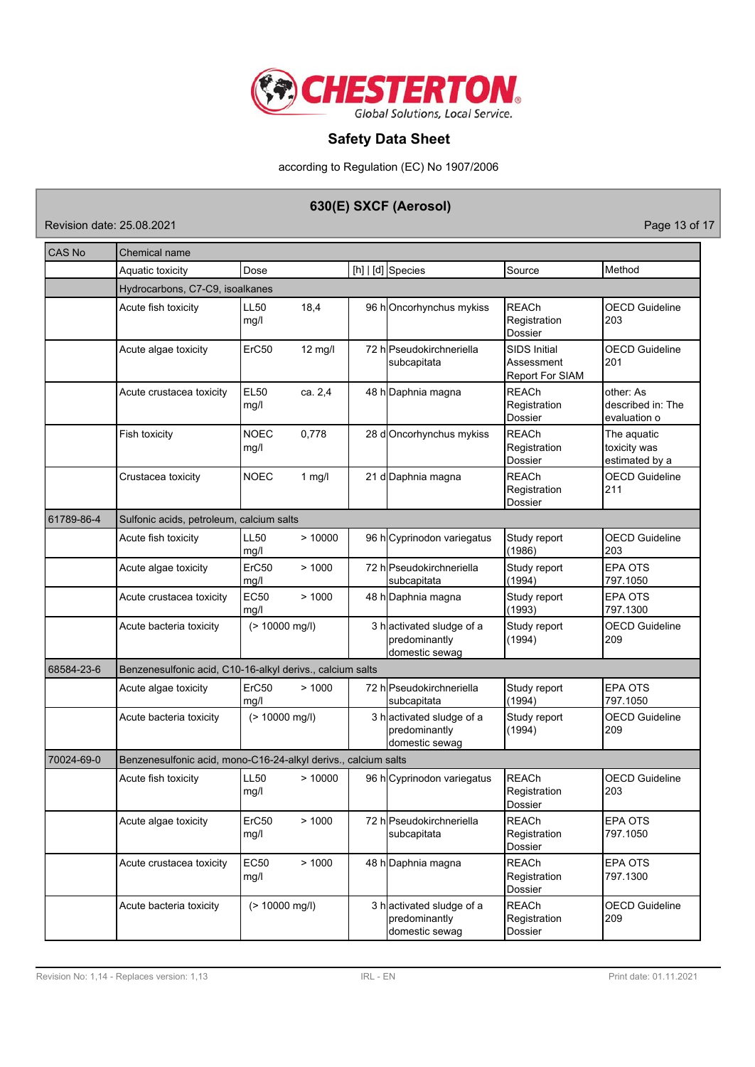# Safety Data Sheet

according to Regulation (EC) No 1907/2006

## 630(E) SXCF (Aerosol)

Revision date: 25.08.2021

| CAS No | Chemical name | | | | | |
|---|---|---|---|---|---|---|
| | Aquatic toxicity | Dose | [h] \| [d] | Species | Source | Method |
| | Hydrocarbons, C7-C9, isoalkanes | | | | | |
| | Acute fish toxicity | LL50 18,4 mg/l | 96 h | Oncorhynchus mykiss | REACh Registration Dossier | OECD Guideline 203 |
| | Acute algae toxicity | ErC50 12 mg/l | 72 h | Pseudokirchneriella subcapitata | SIDS Initial Assessment Report For SIAM | OECD Guideline 201 |
| | Acute crustacea toxicity | EL50 ca. 2,4 mg/l | 48 h | Daphnia magna | REACh Registration Dossier | other: As described in: The evaluation o |
| | Fish toxicity | NOEC 0,778 mg/l | 28 d | Oncorhynchus mykiss | REACh Registration Dossier | The aquatic toxicity was estimated by a |
| | Crustacea toxicity | NOEC 1 mg/l | 21 d | Daphnia magna | REACh Registration Dossier | OECD Guideline 211 |
| 61789-86-4 | Sulfonic acids, petroleum, calcium salts | | | | | |
| | Acute fish toxicity | LL50 > 10000 mg/l | 96 h | Cyprinodon variegatus | Study report (1986) | OECD Guideline 203 |
| | Acute algae toxicity | ErC50 > 1000 mg/l | 72 h | Pseudokirchneriella subcapitata | Study report (1994) | EPA OTS 797.1050 |
| | Acute crustacea toxicity | EC50 > 1000 mg/l | 48 h | Daphnia magna | Study report (1993) | EPA OTS 797.1300 |
| | Acute bacteria toxicity | (> 10000 mg/l) | 3 h | activated sludge of a predominantly domestic sewag | Study report (1994) | OECD Guideline 209 |
| 68584-23-6 | Benzenesulfonic acid, C10-16-alkyl derivs., calcium salts | | | | | |
| | Acute algae toxicity | ErC50 > 1000 mg/l | 72 h | Pseudokirchneriella subcapitata | Study report (1994) | EPA OTS 797.1050 |
| | Acute bacteria toxicity | (> 10000 mg/l) | 3 h | activated sludge of a predominantly domestic sewag | Study report (1994) | OECD Guideline 209 |
| 70024-69-0 | Benzenesulfonic acid, mono-C16-24-alkyl derivs., calcium salts | | | | | |
| | Acute fish toxicity | LL50 > 10000 mg/l | 96 h | Cyprinodon variegatus | REACh Registration Dossier | OECD Guideline 203 |
| | Acute algae toxicity | ErC50 > 1000 mg/l | 72 h | Pseudokirchneriella subcapitata | REACh Registration Dossier | EPA OTS 797.1050 |
| | Acute crustacea toxicity | EC50 > 1000 mg/l | 48 h | Daphnia magna | REACh Registration Dossier | EPA OTS 797.1300 |
| | Acute bacteria toxicity | (> 10000 mg/l) | 3 h | activated sludge of a predominantly domestic sewag | REACh Registration Dossier | OECD Guideline 209 |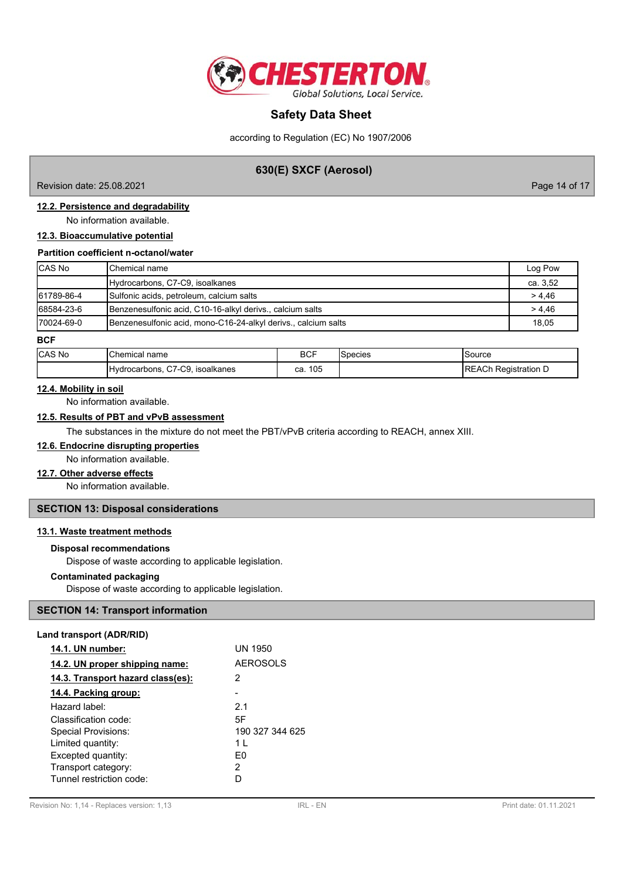#### 12.2. Persistence and degradability

No information available.

#### 12.3. Bioaccumulative potential

**Partition coefficient n-octanol/water**

| CAS No | Chemical name | Log Pow |
|---|---|---|
| | Hydrocarbons, C7-C9, isoalkanes | ca. 3,52 |
| 61789-86-4 | Sulfonic acids, petroleum, calcium salts | > 4,46 |
| 68584-23-6 | Benzenesulfonic acid, C10-16-alkyl derivs., calcium salts | > 4,46 |
| 70024-69-0 | Benzenesulfonic acid, mono-C16-24-alkyl derivs., calcium salts | 18,05 |

**BCF**

| CAS No | Chemical name | BCF | Species | Source |
|---|---|---|---|---|
| | Hydrocarbons, C7-C9, isoalkanes | ca. 105 | | REACh Registration D |

#### 12.4. Mobility in soil

No information available.

#### 12.5. Results of PBT and vPvB assessment

The substances in the mixture do not meet the PBT/vPvB criteria according to REACH, annex XIII.

#### 12.6. Endocrine disrupting properties

No information available.

#### 12.7. Other adverse effects

No information available.

## SECTION 13: Disposal considerations

#### 13.1. Waste treatment methods

**Disposal recommendations**

Dispose of waste according to applicable legislation.

**Contaminated packaging**

Dispose of waste according to applicable legislation.

## SECTION 14: Transport information

**Land transport (ADR/RID)**

| | |
|---|---|
| **14.1. UN number:** | UN 1950 |
| **14.2. UN proper shipping name:** | AEROSOLS |
| **14.3. Transport hazard class(es):** | 2 |
| **14.4. Packing group:** | - |
| Hazard label: | 2.1 |
| Classification code: | 5F |
| Special Provisions: | 190 327 344 625 |
| Limited quantity: | 1 L |
| Excepted quantity: | E0 |
| Transport category: | 2 |
| Tunnel restriction code: | D |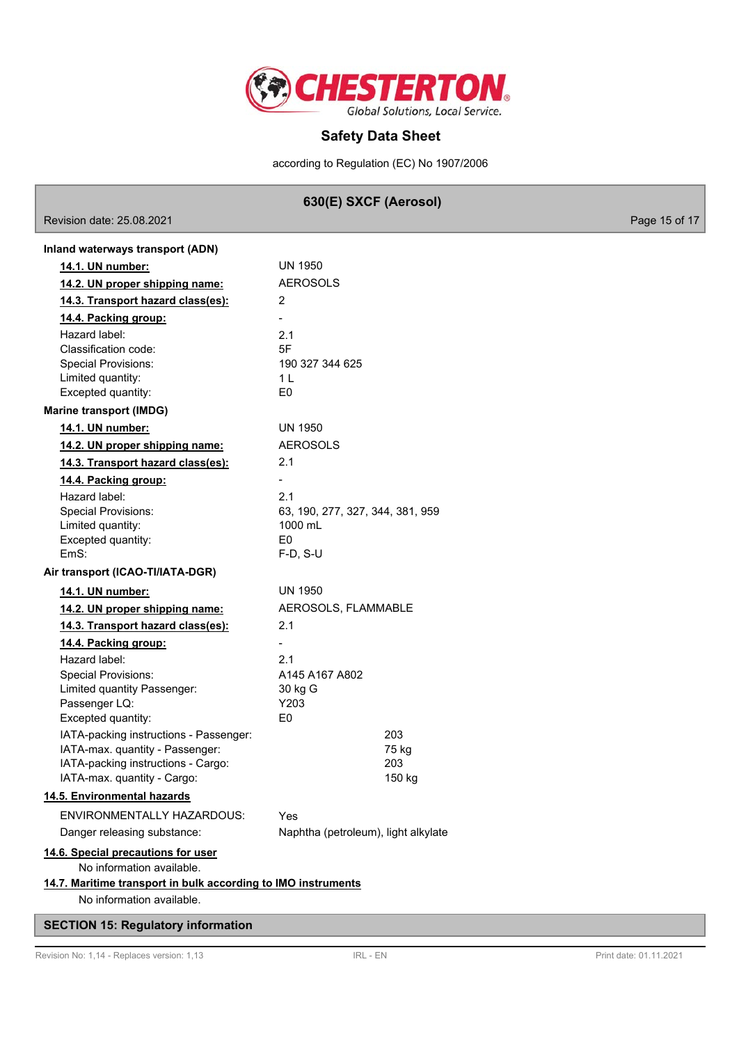**Inland waterways transport (ADN)**

| | |
|---|---|
| **14.1. UN number:** | UN 1950 |
| **14.2. UN proper shipping name:** | AEROSOLS |
| **14.3. Transport hazard class(es):** | 2 |
| **14.4. Packing group:** | - |
| Hazard label: | 2.1 |
| Classification code: | 5F |
| Special Provisions: | 190 327 344 625 |
| Limited quantity: | 1 L |
| Excepted quantity: | E0 |

**Marine transport (IMDG)**

| | |
|---|---|
| **14.1. UN number:** | UN 1950 |
| **14.2. UN proper shipping name:** | AEROSOLS |
| **14.3. Transport hazard class(es):** | 2.1 |
| **14.4. Packing group:** | - |
| Hazard label: | 2.1 |
| Special Provisions: | 63, 190, 277, 327, 344, 381, 959 |
| Limited quantity: | 1000 mL |
| Excepted quantity: | E0 |
| EmS: | F-D, S-U |

**Air transport (ICAO-TI/IATA-DGR)**

| | |
|---|---|
| **14.1. UN number:** | UN 1950 |
| **14.2. UN proper shipping name:** | AEROSOLS, FLAMMABLE |
| **14.3. Transport hazard class(es):** | 2.1 |
| **14.4. Packing group:** | - |
| Hazard label: | 2.1 |
| Special Provisions: | A145 A167 A802 |
| Limited quantity Passenger: | 30 kg G |
| Passenger LQ: | Y203 |
| Excepted quantity: | E0 |
| IATA-packing instructions - Passenger: | 203 |
| IATA-max. quantity - Passenger: | 75 kg |
| IATA-packing instructions - Cargo: | 203 |
| IATA-max. quantity - Cargo: | 150 kg |

**14.5. Environmental hazards**

| | |
|---|---|
| ENVIRONMENTALLY HAZARDOUS: | Yes |
| Danger releasing substance: | Naphtha (petroleum), light alkylate |

**14.6. Special precautions for user**

No information available.

**14.7. Maritime transport in bulk according to IMO instruments**

No information available.

## SECTION 15: Regulatory information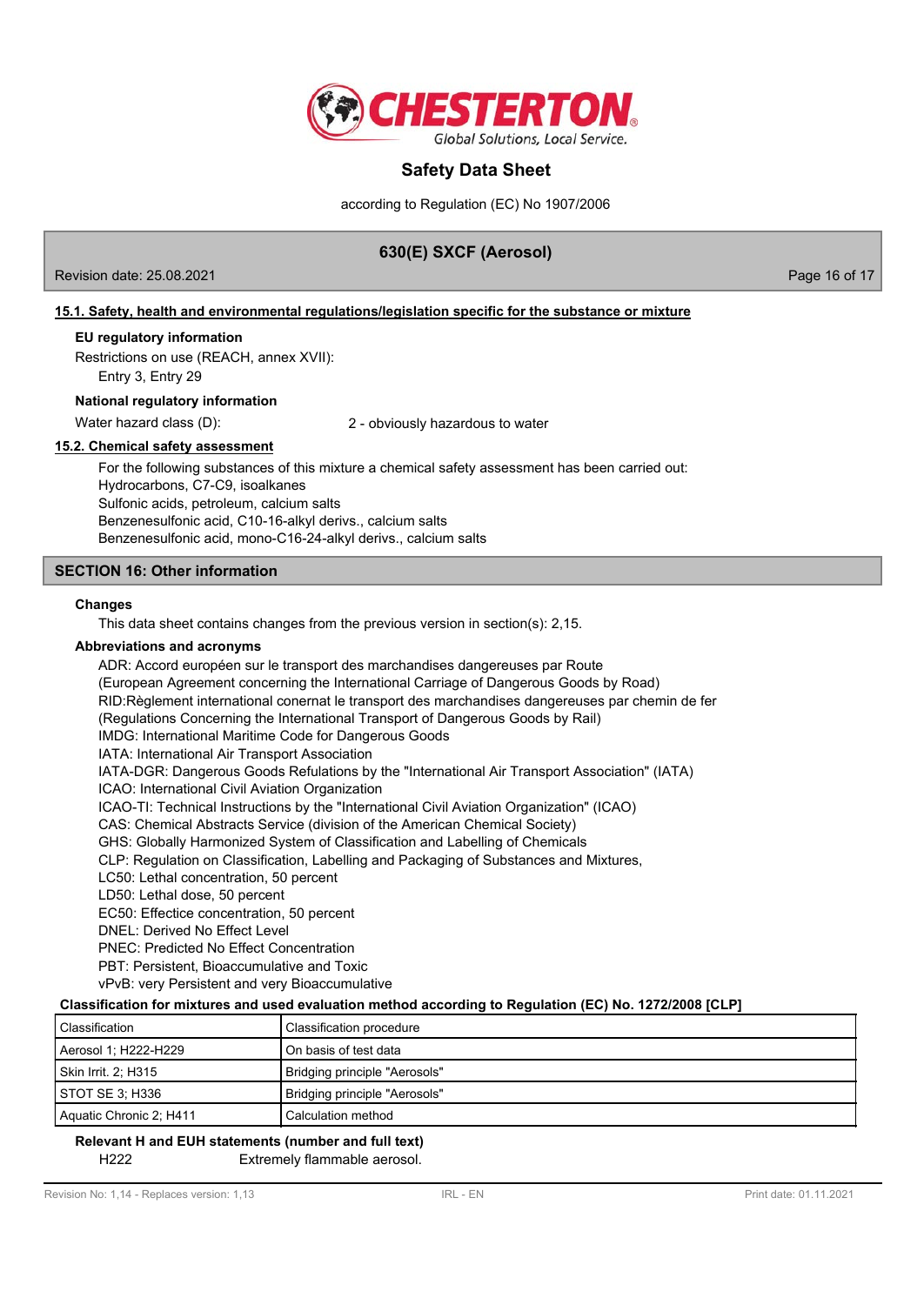## 15.1. Safety, health and environmental regulations/legislation specific for the substance or mixture

**EU regulatory information**

Restrictions on use (REACH, annex XVII):

Entry 3, Entry 29

**National regulatory information**

Water hazard class (D): 2 - obviously hazardous to water

## 15.2. Chemical safety assessment

For the following substances of this mixture a chemical safety assessment has been carried out:
Hydrocarbons, C7-C9, isoalkanes
Sulfonic acids, petroleum, calcium salts
Benzenesulfonic acid, C10-16-alkyl derivs., calcium salts
Benzenesulfonic acid, mono-C16-24-alkyl derivs., calcium salts

## SECTION 16: Other information

**Changes**

This data sheet contains changes from the previous version in section(s): 2,15.

**Abbreviations and acronyms**

ADR: Accord européen sur le transport des marchandises dangereuses par Route
(European Agreement concerning the International Carriage of Dangerous Goods by Road)
RID:Règlement international conernat le transport des marchandises dangereuses par chemin de fer
(Regulations Concerning the International Transport of Dangerous Goods by Rail)
IMDG: International Maritime Code for Dangerous Goods
IATA: International Air Transport Association
IATA-DGR: Dangerous Goods Refulations by the "International Air Transport Association" (IATA)
ICAO: International Civil Aviation Organization
ICAO-TI: Technical Instructions by the "International Civil Aviation Organization" (ICAO)
CAS: Chemical Abstracts Service (division of the American Chemical Society)
GHS: Globally Harmonized System of Classification and Labelling of Chemicals
CLP: Regulation on Classification, Labelling and Packaging of Substances and Mixtures,
LC50: Lethal concentration, 50 percent
LD50: Lethal dose, 50 percent
EC50: Effective concentration, 50 percent
DNEL: Derived No Effect Level
PNEC: Predicted No Effect Concentration
PBT: Persistent, Bioaccumulative and Toxic
vPvB: very Persistent and very Bioaccumulative

**Classification for mixtures and used evaluation method according to Regulation (EC) No. 1272/2008 [CLP]**

| Classification | Classification procedure |
|---|---|
| Aerosol 1; H222-H229 | On basis of test data |
| Skin Irrit. 2; H315 | Bridging principle "Aerosols" |
| STOT SE 3; H336 | Bridging principle "Aerosols" |
| Aquatic Chronic 2; H411 | Calculation method |

**Relevant H and EUH statements (number and full text)**

H222 Extremely flammable aerosol.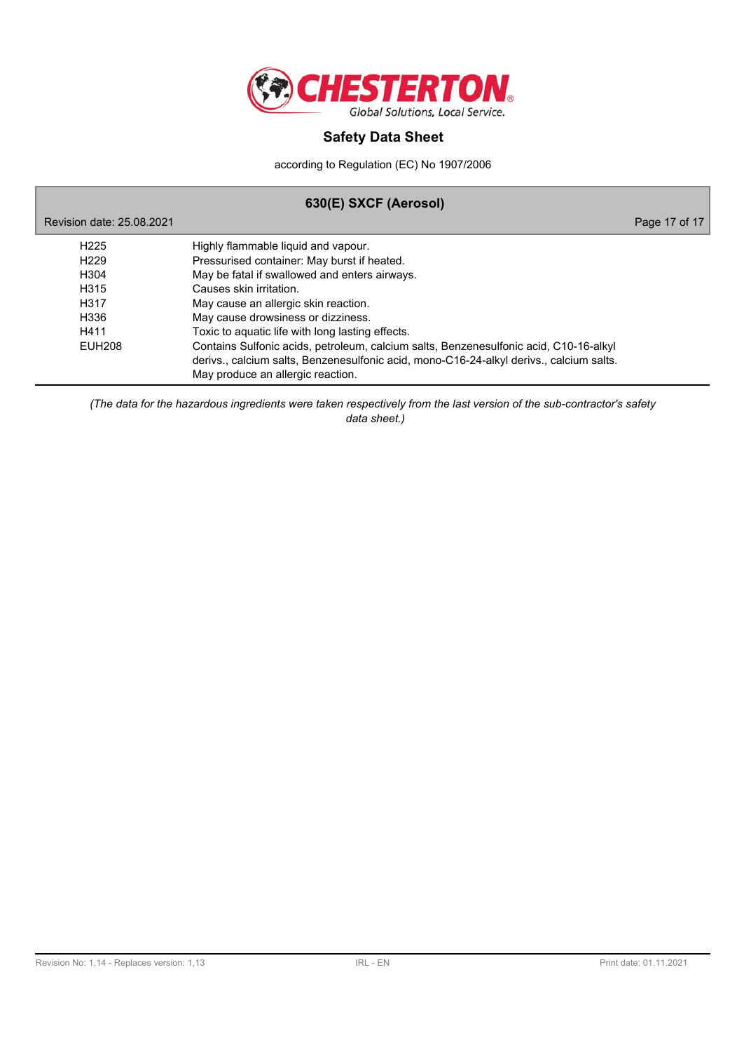| | |
|---|---|
| H225 | Highly flammable liquid and vapour. |
| H229 | Pressurised container: May burst if heated. |
| H304 | May be fatal if swallowed and enters airways. |
| H315 | Causes skin irritation. |
| H317 | May cause an allergic skin reaction. |
| H336 | May cause drowsiness or dizziness. |
| H411 | Toxic to aquatic life with long lasting effects. |
| EUH208 | Contains Sulfonic acids, petroleum, calcium salts, Benzenesulfonic acid, C10-16-alkyl derivs., calcium salts, Benzenesulfonic acid, mono-C16-24-alkyl derivs., calcium salts. May produce an allergic reaction. |

*(The data for the hazardous ingredients were taken respectively from the last version of the sub-contractor's safety data sheet.)*